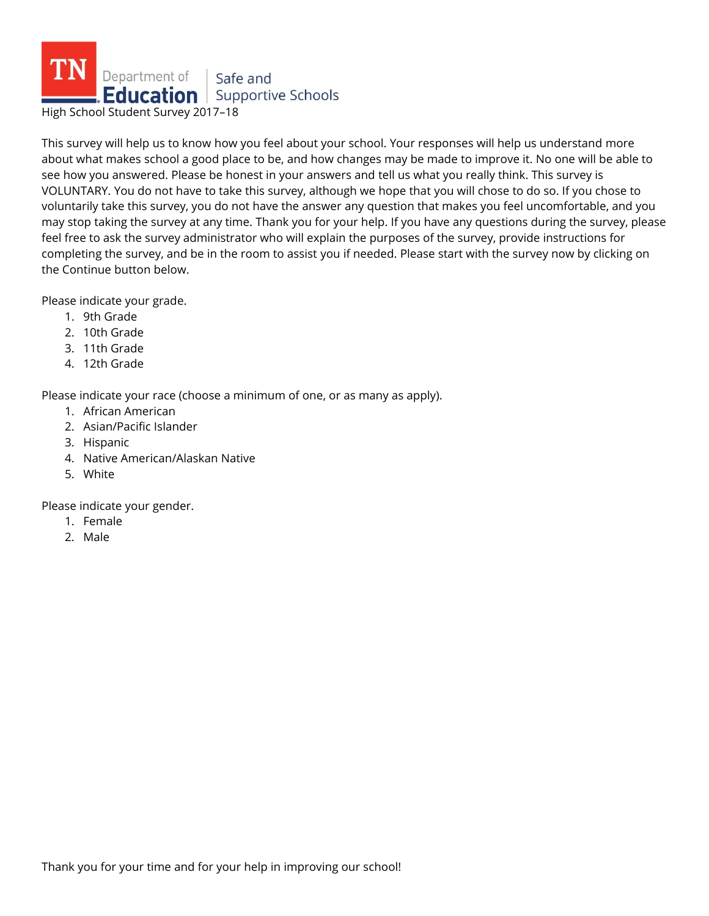# TN Department of Education | Safe and Supportive Schools

High School Student Survey 2017–18

This survey will help us to know how you feel about your school. Your responses will help us understand more about what makes school a good place to be, and how changes may be made to improve it. No one will be able to see how you answered. Please be honest in your answers and tell us what you really think. This survey is VOLUNTARY. You do not have to take this survey, although we hope that you will chose to do so. If you chose to voluntarily take this survey, you do not have the answer any question that makes you feel uncomfortable, and you may stop taking the survey at any time. Thank you for your help. If you have any questions during the survey, please feel free to ask the survey administrator who will explain the purposes of the survey, provide instructions for completing the survey, and be in the room to assist you if needed. Please start with the survey now by clicking on the Continue button below.

Please indicate your grade.

1. 9th Grade
2. 10th Grade
3. 11th Grade
4. 12th Grade

Please indicate your race (choose a minimum of one, or as many as apply).

1. African American
2. Asian/Pacific Islander
3. Hispanic
4. Native American/Alaskan Native
5. White

Please indicate your gender.

1. Female
2. Male

Thank you for your time and for your help in improving our school!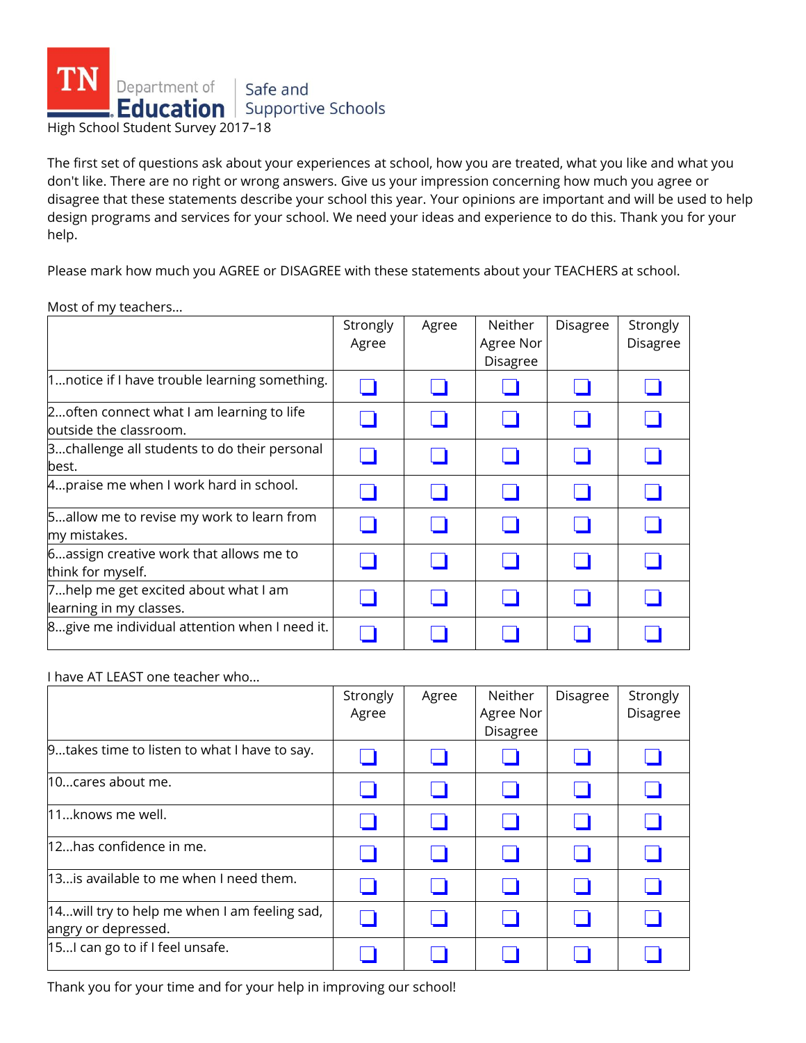TN Department of Education | Safe and Supportive Schools

High School Student Survey 2017–18

The first set of questions ask about your experiences at school, how you are treated, what you like and what you don't like. There are no right or wrong answers. Give us your impression concerning how much you agree or disagree that these statements describe your school this year. Your opinions are important and will be used to help design programs and services for your school. We need your ideas and experience to do this. Thank you for your help.

Please mark how much you AGREE or DISAGREE with these statements about your TEACHERS at school.

Most of my teachers...

| | Strongly Agree | Agree | Neither Agree Nor Disagree | Disagree | Strongly Disagree |
|---|---|---|---|---|---|
| 1...notice if I have trouble learning something. | ❑ | ❑ | ❑ | ❑ | ❑ |
| 2...often connect what I am learning to life outside the classroom. | ❑ | ❑ | ❑ | ❑ | ❑ |
| 3...challenge all students to do their personal best. | ❑ | ❑ | ❑ | ❑ | ❑ |
| 4...praise me when I work hard in school. | ❑ | ❑ | ❑ | ❑ | ❑ |
| 5...allow me to revise my work to learn from my mistakes. | ❑ | ❑ | ❑ | ❑ | ❑ |
| 6...assign creative work that allows me to think for myself. | ❑ | ❑ | ❑ | ❑ | ❑ |
| 7...help me get excited about what I am learning in my classes. | ❑ | ❑ | ❑ | ❑ | ❑ |
| 8...give me individual attention when I need it. | ❑ | ❑ | ❑ | ❑ | ❑ |

I have AT LEAST one teacher who...

| | Strongly Agree | Agree | Neither Agree Nor Disagree | Disagree | Strongly Disagree |
|---|---|---|---|---|---|
| 9...takes time to listen to what I have to say. | ❑ | ❑ | ❑ | ❑ | ❑ |
| 10...cares about me. | ❑ | ❑ | ❑ | ❑ | ❑ |
| 11...knows me well. | ❑ | ❑ | ❑ | ❑ | ❑ |
| 12...has confidence in me. | ❑ | ❑ | ❑ | ❑ | ❑ |
| 13...is available to me when I need them. | ❑ | ❑ | ❑ | ❑ | ❑ |
| 14...will try to help me when I am feeling sad, angry or depressed. | ❑ | ❑ | ❑ | ❑ | ❑ |
| 15...I can go to if I feel unsafe. | ❑ | ❑ | ❑ | ❑ | ❑ |

Thank you for your time and for your help in improving our school!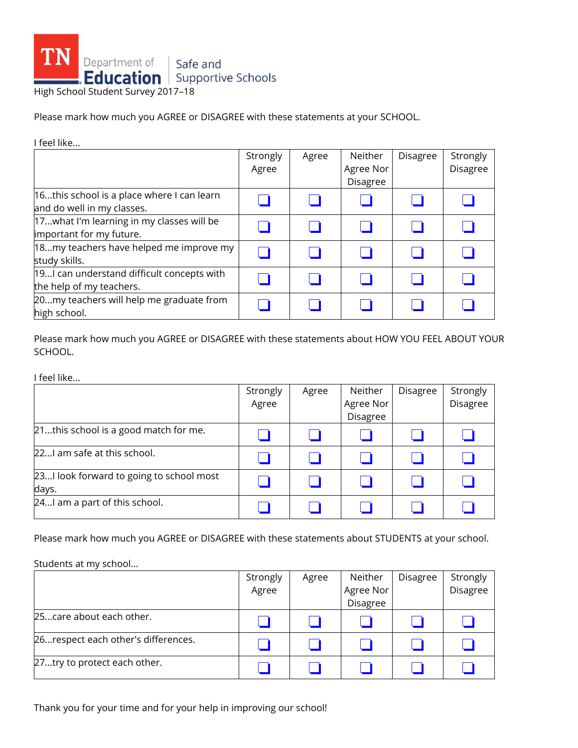TN Department of Education | Safe and Supportive Schools

High School Student Survey 2017–18

Please mark how much you AGREE or DISAGREE with these statements at your SCHOOL.

I feel like...

| | Strongly Agree | Agree | Neither Agree Nor Disagree | Disagree | Strongly Disagree |
|---|---|---|---|---|---|
| 16...this school is a place where I can learn and do well in my classes. | ❑ | ❑ | ❑ | ❑ | ❑ |
| 17...what I'm learning in my classes will be important for my future. | ❑ | ❑ | ❑ | ❑ | ❑ |
| 18...my teachers have helped me improve my study skills. | ❑ | ❑ | ❑ | ❑ | ❑ |
| 19...I can understand difficult concepts with the help of my teachers. | ❑ | ❑ | ❑ | ❑ | ❑ |
| 20...my teachers will help me graduate from high school. | ❑ | ❑ | ❑ | ❑ | ❑ |

Please mark how much you AGREE or DISAGREE with these statements about HOW YOU FEEL ABOUT YOUR SCHOOL.

I feel like...

| | Strongly Agree | Agree | Neither Agree Nor Disagree | Disagree | Strongly Disagree |
|---|---|---|---|---|---|
| 21...this school is a good match for me. | ❑ | ❑ | ❑ | ❑ | ❑ |
| 22...I am safe at this school. | ❑ | ❑ | ❑ | ❑ | ❑ |
| 23...I look forward to going to school most days. | ❑ | ❑ | ❑ | ❑ | ❑ |
| 24...I am a part of this school. | ❑ | ❑ | ❑ | ❑ | ❑ |

Please mark how much you AGREE or DISAGREE with these statements about STUDENTS at your school.

Students at my school...

| | Strongly Agree | Agree | Neither Agree Nor Disagree | Disagree | Strongly Disagree |
|---|---|---|---|---|---|
| 25...care about each other. | ❑ | ❑ | ❑ | ❑ | ❑ |
| 26...respect each other's differences. | ❑ | ❑ | ❑ | ❑ | ❑ |
| 27...try to protect each other. | ❑ | ❑ | ❑ | ❑ | ❑ |

Thank you for your time and for your help in improving our school!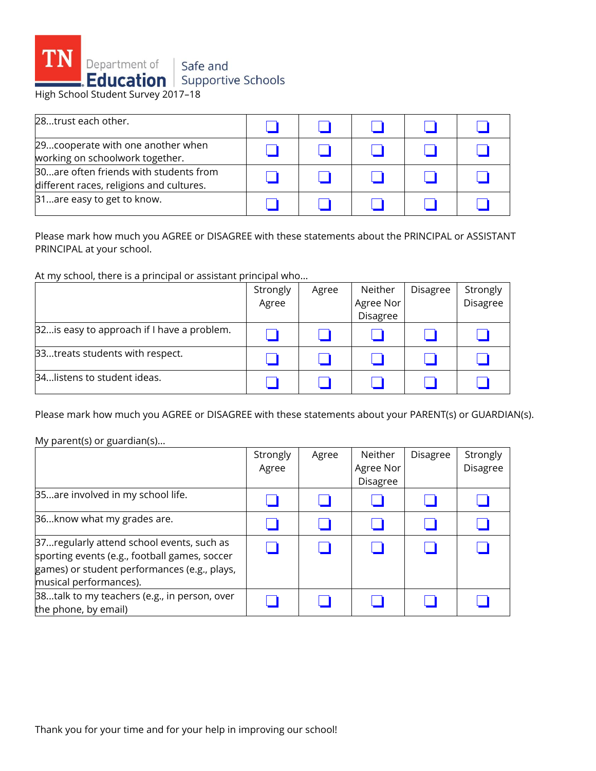High School Student Survey 2017–18

| | | | | | |
|---|---|---|---|---|---|
| 28...trust each other. | ❏ | ❏ | ❏ | ❏ | ❏ |
| 29...cooperate with one another when working on schoolwork together. | ❏ | ❏ | ❏ | ❏ | ❏ |
| 30...are often friends with students from different races, religions and cultures. | ❏ | ❏ | ❏ | ❏ | ❏ |
| 31...are easy to get to know. | ❏ | ❏ | ❏ | ❏ | ❏ |

Please mark how much you AGREE or DISAGREE with these statements about the PRINCIPAL or ASSISTANT PRINCIPAL at your school.

At my school, there is a principal or assistant principal who...

| | Strongly Agree | Agree | Neither Agree Nor Disagree | Disagree | Strongly Disagree |
|---|---|---|---|---|---|
| 32...is easy to approach if I have a problem. | ❏ | ❏ | ❏ | ❏ | ❏ |
| 33...treats students with respect. | ❏ | ❏ | ❏ | ❏ | ❏ |
| 34...listens to student ideas. | ❏ | ❏ | ❏ | ❏ | ❏ |

Please mark how much you AGREE or DISAGREE with these statements about your PARENT(s) or GUARDIAN(s).

My parent(s) or guardian(s)...

| | Strongly Agree | Agree | Neither Agree Nor Disagree | Disagree | Strongly Disagree |
|---|---|---|---|---|---|
| 35...are involved in my school life. | ❏ | ❏ | ❏ | ❏ | ❏ |
| 36...know what my grades are. | ❏ | ❏ | ❏ | ❏ | ❏ |
| 37...regularly attend school events, such as sporting events (e.g., football games, soccer games) or student performances (e.g., plays, musical performances). | ❏ | ❏ | ❏ | ❏ | ❏ |
| 38...talk to my teachers (e.g., in person, over the phone, by email) | ❏ | ❏ | ❏ | ❏ | ❏ |

Thank you for your time and for your help in improving our school!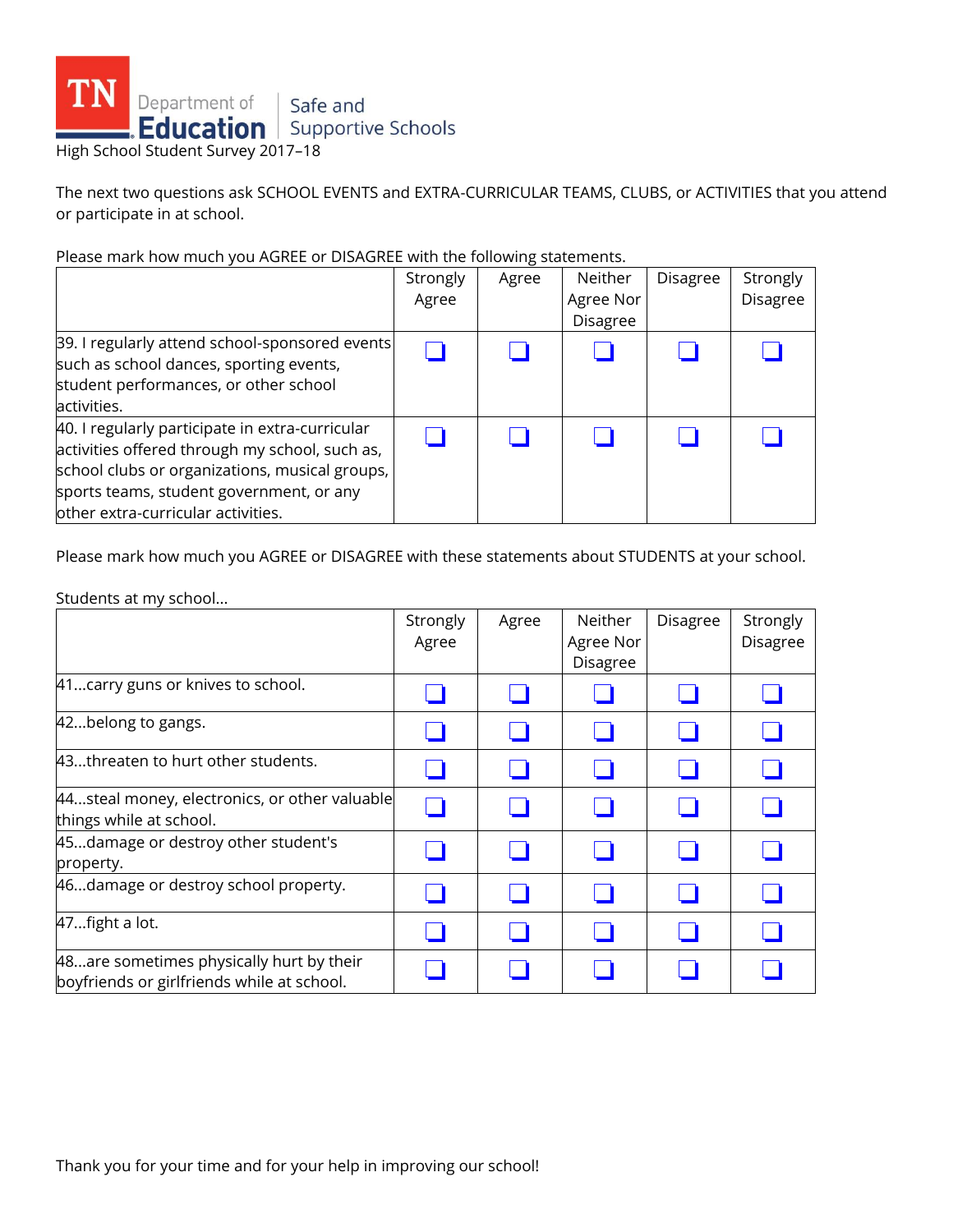TN Department of Education | Safe and Supportive Schools

High School Student Survey 2017–18

The next two questions ask SCHOOL EVENTS and EXTRA-CURRICULAR TEAMS, CLUBS, or ACTIVITIES that you attend or participate in at school.

Please mark how much you AGREE or DISAGREE with the following statements.

| | Strongly Agree | Agree | Neither Agree Nor Disagree | Disagree | Strongly Disagree |
|---|---|---|---|---|---|
| 39. I regularly attend school-sponsored events such as school dances, sporting events, student performances, or other school activities. | ❑ | ❑ | ❑ | ❑ | ❑ |
| 40. I regularly participate in extra-curricular activities offered through my school, such as, school clubs or organizations, musical groups, sports teams, student government, or any other extra-curricular activities. | ❑ | ❑ | ❑ | ❑ | ❑ |

Please mark how much you AGREE or DISAGREE with these statements about STUDENTS at your school.

Students at my school...

| | Strongly Agree | Agree | Neither Agree Nor Disagree | Disagree | Strongly Disagree |
|---|---|---|---|---|---|
| 41...carry guns or knives to school. | ❑ | ❑ | ❑ | ❑ | ❑ |
| 42...belong to gangs. | ❑ | ❑ | ❑ | ❑ | ❑ |
| 43...threaten to hurt other students. | ❑ | ❑ | ❑ | ❑ | ❑ |
| 44...steal money, electronics, or other valuable things while at school. | ❑ | ❑ | ❑ | ❑ | ❑ |
| 45...damage or destroy other student's property. | ❑ | ❑ | ❑ | ❑ | ❑ |
| 46...damage or destroy school property. | ❑ | ❑ | ❑ | ❑ | ❑ |
| 47...fight a lot. | ❑ | ❑ | ❑ | ❑ | ❑ |
| 48...are sometimes physically hurt by their boyfriends or girlfriends while at school. | ❑ | ❑ | ❑ | ❑ | ❑ |

Thank you for your time and for your help in improving our school!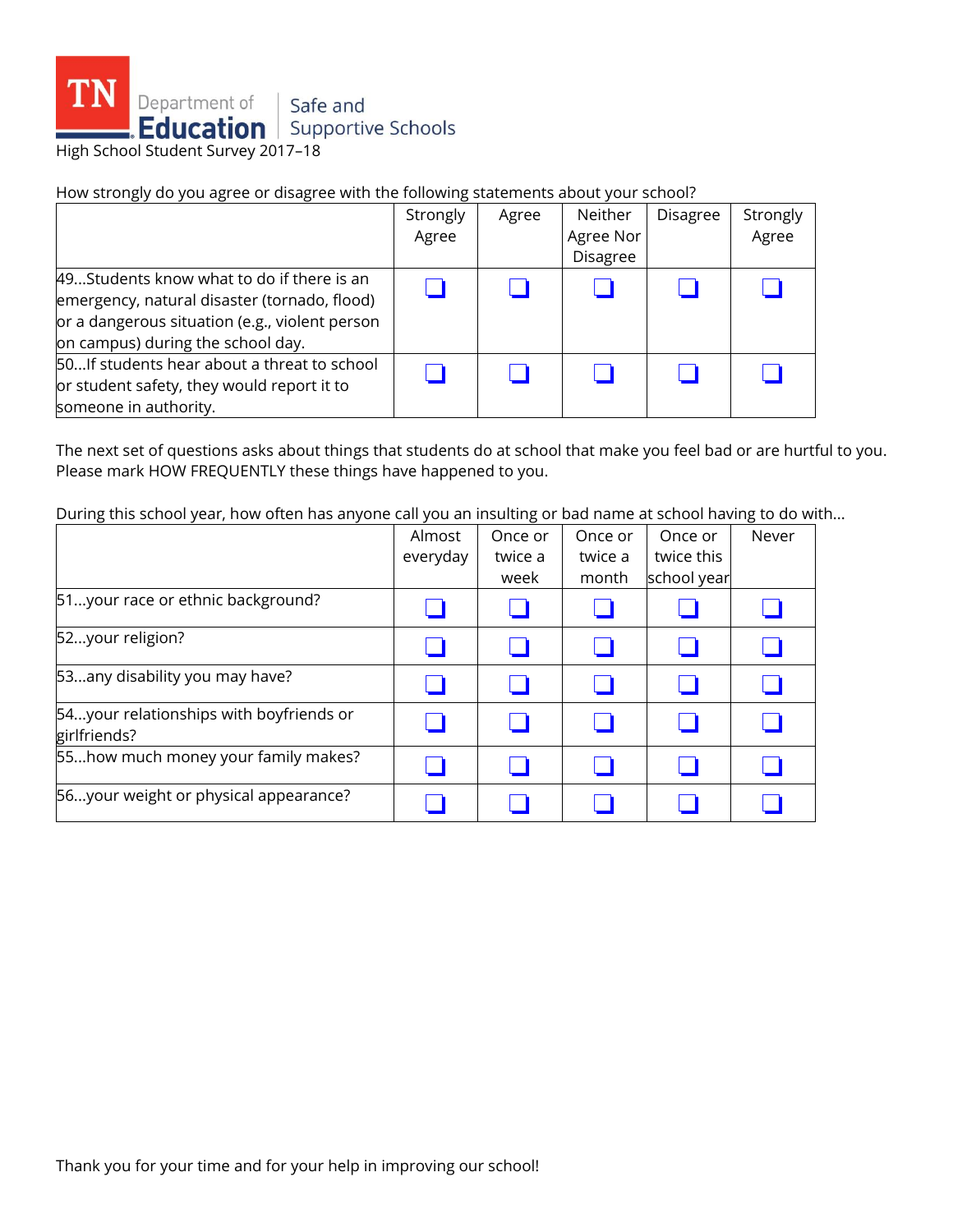TN Department of Education | Safe and Supportive Schools

High School Student Survey 2017–18

How strongly do you agree or disagree with the following statements about your school?

| | Strongly Agree | Agree | Neither Agree Nor Disagree | Disagree | Strongly Agree |
|---|---|---|---|---|---|
| 49...Students know what to do if there is an emergency, natural disaster (tornado, flood) or a dangerous situation (e.g., violent person on campus) during the school day. | ☐ | ☐ | ☐ | ☐ | ☐ |
| 50...If students hear about a threat to school or student safety, they would report it to someone in authority. | ☐ | ☐ | ☐ | ☐ | ☐ |

The next set of questions asks about things that students do at school that make you feel bad or are hurtful to you. Please mark HOW FREQUENTLY these things have happened to you.

During this school year, how often has anyone call you an insulting or bad name at school having to do with...

| | Almost everyday | Once or twice a week | Once or twice a month | Once or twice this school year | Never |
|---|---|---|---|---|---|
| 51...your race or ethnic background? | ☐ | ☐ | ☐ | ☐ | ☐ |
| 52...your religion? | ☐ | ☐ | ☐ | ☐ | ☐ |
| 53...any disability you may have? | ☐ | ☐ | ☐ | ☐ | ☐ |
| 54...your relationships with boyfriends or girlfriends? | ☐ | ☐ | ☐ | ☐ | ☐ |
| 55...how much money your family makes? | ☐ | ☐ | ☐ | ☐ | ☐ |
| 56...your weight or physical appearance? | ☐ | ☐ | ☐ | ☐ | ☐ |

Thank you for your time and for your help in improving our school!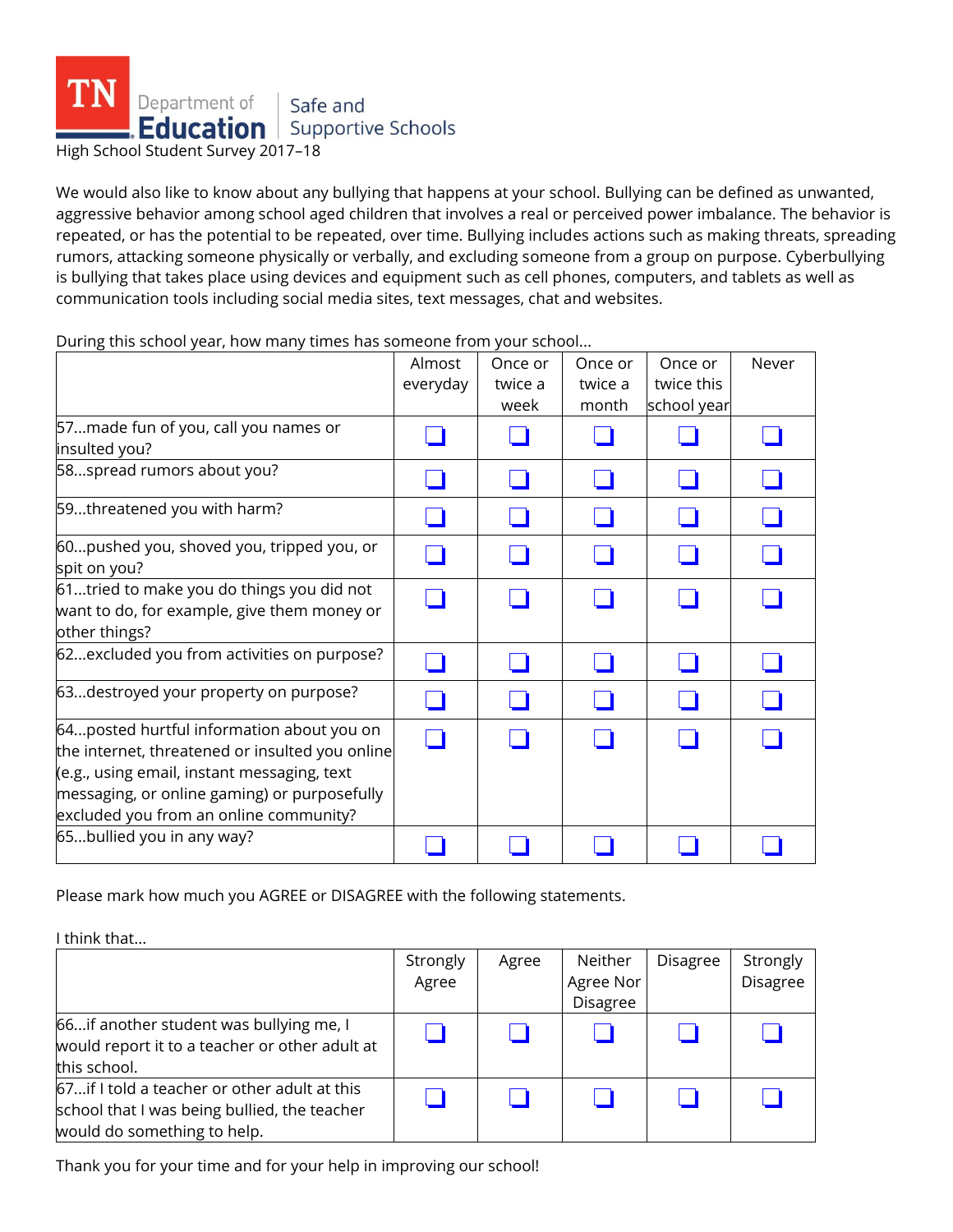TN Department of Education | Safe and Supportive Schools

High School Student Survey 2017–18

We would also like to know about any bullying that happens at your school. Bullying can be defined as unwanted, aggressive behavior among school aged children that involves a real or perceived power imbalance. The behavior is repeated, or has the potential to be repeated, over time. Bullying includes actions such as making threats, spreading rumors, attacking someone physically or verbally, and excluding someone from a group on purpose. Cyberbullying is bullying that takes place using devices and equipment such as cell phones, computers, and tablets as well as communication tools including social media sites, text messages, chat and websites.

During this school year, how many times has someone from your school...

| | Almost everyday | Once or twice a week | Once or twice a month | Once or twice this school year | Never |
|---|---|---|---|---|---|
| 57...made fun of you, call you names or insulted you? | ❑ | ❑ | ❑ | ❑ | ❑ |
| 58...spread rumors about you? | ❑ | ❑ | ❑ | ❑ | ❑ |
| 59...threatened you with harm? | ❑ | ❑ | ❑ | ❑ | ❑ |
| 60...pushed you, shoved you, tripped you, or spit on you? | ❑ | ❑ | ❑ | ❑ | ❑ |
| 61...tried to make you do things you did not want to do, for example, give them money or other things? | ❑ | ❑ | ❑ | ❑ | ❑ |
| 62...excluded you from activities on purpose? | ❑ | ❑ | ❑ | ❑ | ❑ |
| 63...destroyed your property on purpose? | ❑ | ❑ | ❑ | ❑ | ❑ |
| 64...posted hurtful information about you on the internet, threatened or insulted you online (e.g., using email, instant messaging, text messaging, or online gaming) or purposefully excluded you from an online community? | ❑ | ❑ | ❑ | ❑ | ❑ |
| 65...bullied you in any way? | ❑ | ❑ | ❑ | ❑ | ❑ |

Please mark how much you AGREE or DISAGREE with the following statements.

I think that...

| | Strongly Agree | Agree | Neither Agree Nor Disagree | Disagree | Strongly Disagree |
|---|---|---|---|---|---|
| 66...if another student was bullying me, I would report it to a teacher or other adult at this school. | ❑ | ❑ | ❑ | ❑ | ❑ |
| 67...if I told a teacher or other adult at this school that I was being bullied, the teacher would do something to help. | ❑ | ❑ | ❑ | ❑ | ❑ |

Thank you for your time and for your help in improving our school!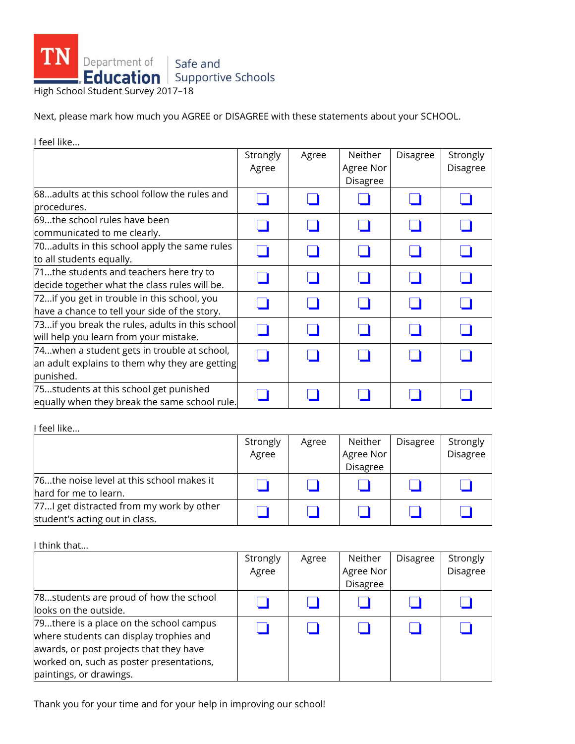TN Department of Education | Safe and Supportive Schools

High School Student Survey 2017–18

Next, please mark how much you AGREE or DISAGREE with these statements about your SCHOOL.

I feel like...

| | Strongly Agree | Agree | Neither Agree Nor Disagree | Disagree | Strongly Disagree |
|---|---|---|---|---|---|
| 68...adults at this school follow the rules and procedures. | ☐ | ☐ | ☐ | ☐ | ☐ |
| 69...the school rules have been communicated to me clearly. | ☐ | ☐ | ☐ | ☐ | ☐ |
| 70...adults in this school apply the same rules to all students equally. | ☐ | ☐ | ☐ | ☐ | ☐ |
| 71...the students and teachers here try to decide together what the class rules will be. | ☐ | ☐ | ☐ | ☐ | ☐ |
| 72...if you get in trouble in this school, you have a chance to tell your side of the story. | ☐ | ☐ | ☐ | ☐ | ☐ |
| 73...if you break the rules, adults in this school will help you learn from your mistake. | ☐ | ☐ | ☐ | ☐ | ☐ |
| 74...when a student gets in trouble at school, an adult explains to them why they are getting punished. | ☐ | ☐ | ☐ | ☐ | ☐ |
| 75...students at this school get punished equally when they break the same school rule. | ☐ | ☐ | ☐ | ☐ | ☐ |

I feel like...

| | Strongly Agree | Agree | Neither Agree Nor Disagree | Disagree | Strongly Disagree |
|---|---|---|---|---|---|
| 76...the noise level at this school makes it hard for me to learn. | ☐ | ☐ | ☐ | ☐ | ☐ |
| 77...I get distracted from my work by other student's acting out in class. | ☐ | ☐ | ☐ | ☐ | ☐ |

I think that...

| | Strongly Agree | Agree | Neither Agree Nor Disagree | Disagree | Strongly Disagree |
|---|---|---|---|---|---|
| 78...students are proud of how the school looks on the outside. | ☐ | ☐ | ☐ | ☐ | ☐ |
| 79...there is a place on the school campus where students can display trophies and awards, or post projects that they have worked on, such as poster presentations, paintings, or drawings. | ☐ | ☐ | ☐ | ☐ | ☐ |

Thank you for your time and for your help in improving our school!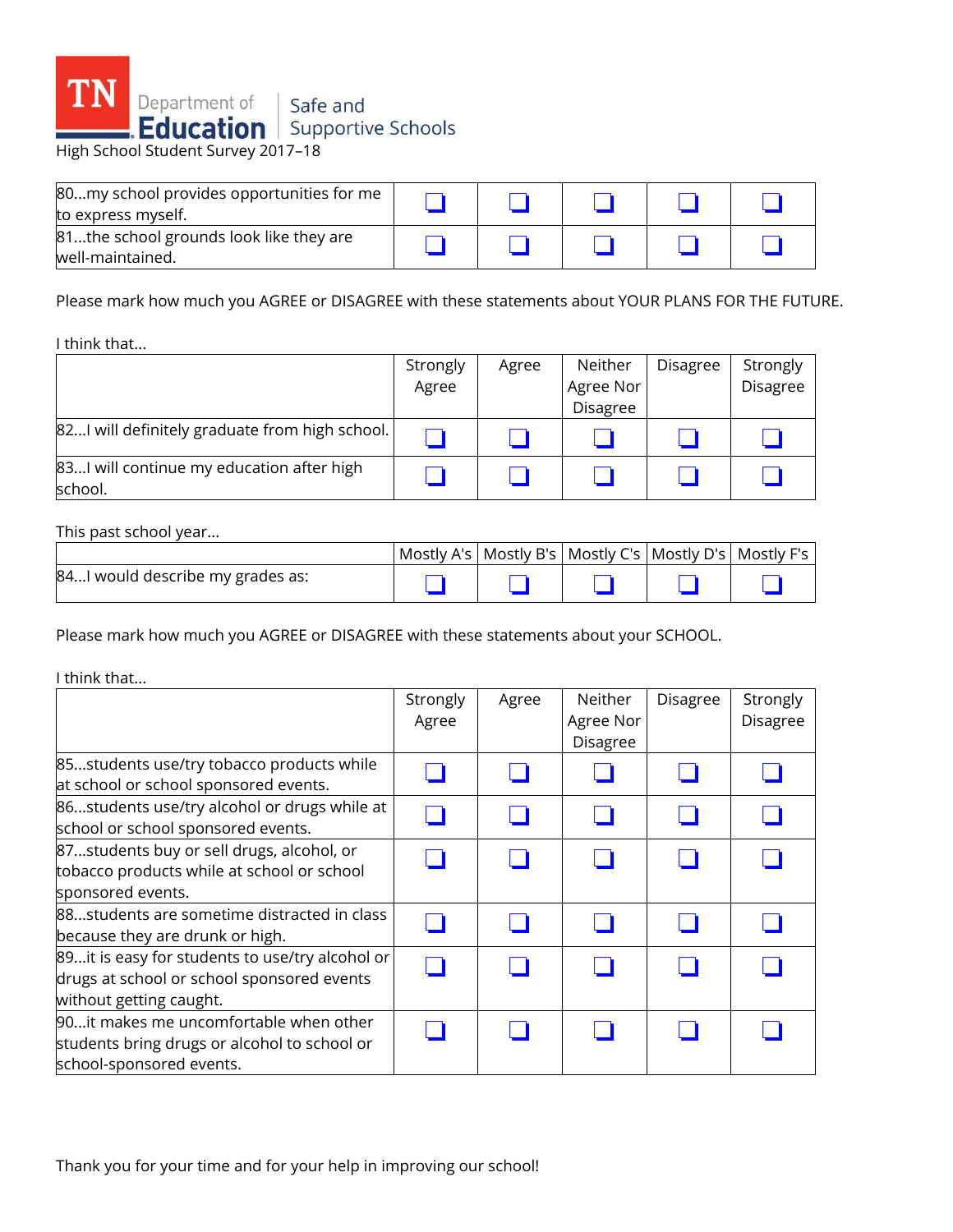| | | | | | |
|---|---|---|---|---|---|
| 80...my school provides opportunities for me to express myself. | ❑ | ❑ | ❑ | ❑ | ❑ |
| 81...the school grounds look like they are well-maintained. | ❑ | ❑ | ❑ | ❑ | ❑ |

Please mark how much you AGREE or DISAGREE with these statements about YOUR PLANS FOR THE FUTURE.

I think that...

| | Strongly Agree | Agree | Neither Agree Nor Disagree | Disagree | Strongly Disagree |
|---|---|---|---|---|---|
| 82...I will definitely graduate from high school. | ❑ | ❑ | ❑ | ❑ | ❑ |
| 83...I will continue my education after high school. | ❑ | ❑ | ❑ | ❑ | ❑ |

This past school year...

| | Mostly A's | Mostly B's | Mostly C's | Mostly D's | Mostly F's |
|---|---|---|---|---|---|
| 84...I would describe my grades as: | ❑ | ❑ | ❑ | ❑ | ❑ |

Please mark how much you AGREE or DISAGREE with these statements about your SCHOOL.

I think that...

| | Strongly Agree | Agree | Neither Agree Nor Disagree | Disagree | Strongly Disagree |
|---|---|---|---|---|---|
| 85...students use/try tobacco products while at school or school sponsored events. | ❑ | ❑ | ❑ | ❑ | ❑ |
| 86...students use/try alcohol or drugs while at school or school sponsored events. | ❑ | ❑ | ❑ | ❑ | ❑ |
| 87...students buy or sell drugs, alcohol, or tobacco products while at school or school sponsored events. | ❑ | ❑ | ❑ | ❑ | ❑ |
| 88...students are sometime distracted in class because they are drunk or high. | ❑ | ❑ | ❑ | ❑ | ❑ |
| 89...it is easy for students to use/try alcohol or drugs at school or school sponsored events without getting caught. | ❑ | ❑ | ❑ | ❑ | ❑ |
| 90...it makes me uncomfortable when other students bring drugs or alcohol to school or school-sponsored events. | ❑ | ❑ | ❑ | ❑ | ❑ |

Thank you for your time and for your help in improving our school!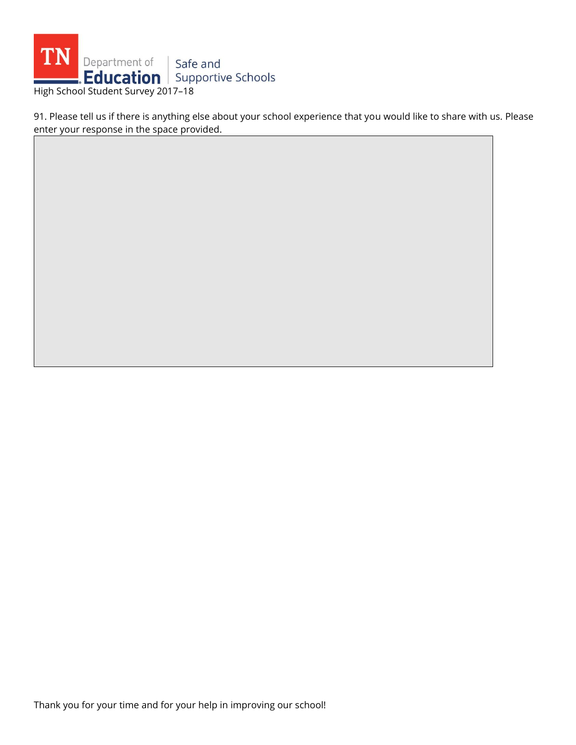91. Please tell us if there is anything else about your school experience that you would like to share with us. Please enter your response in the space provided.

Thank you for your time and for your help in improving our school!